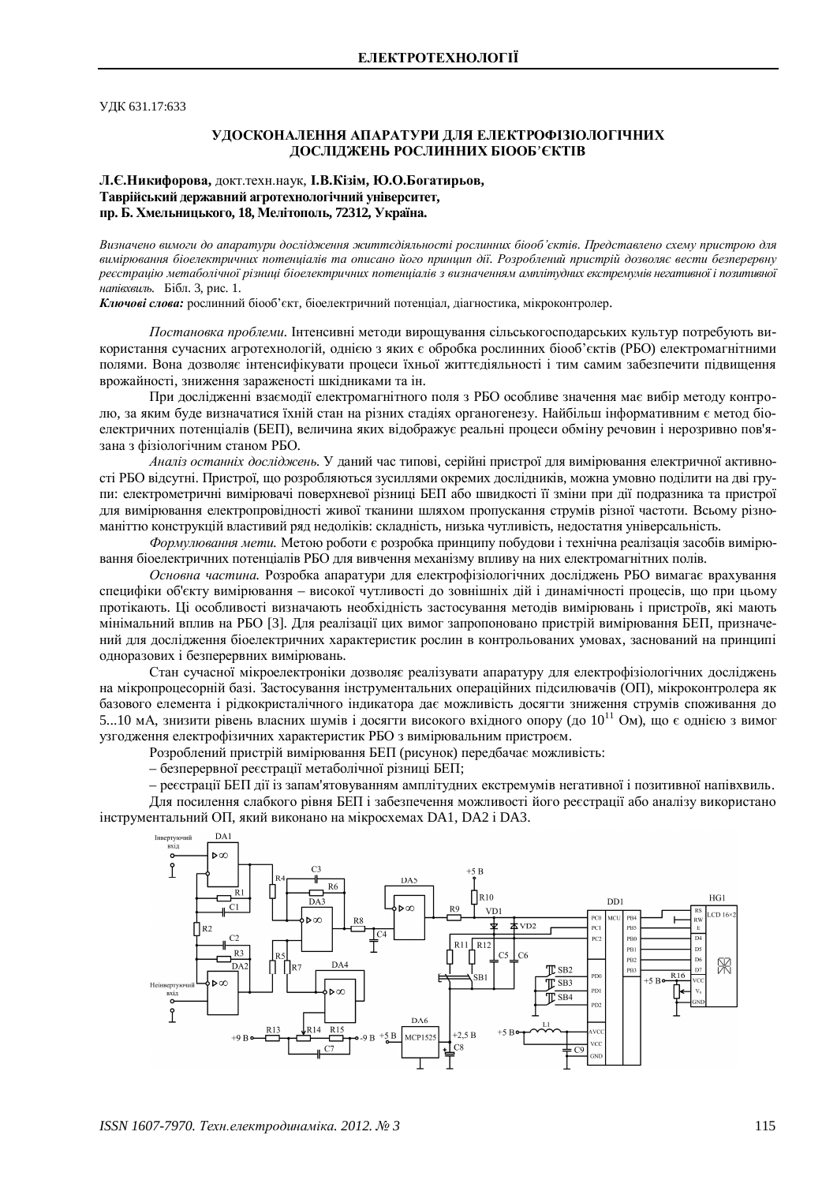УДК 631.17:633

# УДОСКОНАЛЕННЯ АПАРАТУРИ ДЛЯ ЕЛЕКТРОФІЗІОЛОГІЧНИХ ДОСЛІДЖЕНЬ РОСЛИННИХ БІООБ'ЄКТІВ

**Л.Є.Никифорова,** докт.техн.наук, **І.В.Кізім, Ю.О.Богатирьов,**
**Таврійський державний агротехнологічний університет,**
**пр. Б. Хмельницького, 18, Мелітополь, 72312, Україна.**

*Визначено вимоги до апаратури дослідження життєдіяльності рослинних біооб'єктів. Представлено схему пристрою для вимірювання біоелектричних потенціалів та описано його принцип дії. Розроблений пристрій дозволяє вести безперервну реєстрацію метаболічної різниці біоелектричних потенціалів з визначенням амплітудних екстремумів негативної і позитивної напівхвиль.* Бібл. 3, рис. 1.

***Ключові слова:*** рослинний біооб'єкт, біоелектричний потенціал, діагностика, мікроконтролер.

*Постановка проблеми.* Інтенсивні методи вирощування сільськогосподарських культур потребують використання сучасних агротехнологій, однією з яких є обробка рослинних біооб'єктів (РБО) електромагнітними полями. Вона дозволяє інтенсифікувати процеси їхньої життєдіяльності і тим самим забезпечити підвищення врожайності, зниження зараженості шкідниками та ін.

При дослідженні взаємодії електромагнітного поля з РБО особливе значення має вибір методу контролю, за яким буде визначатися їхній стан на різних стадіях органогенезу. Найбільш інформативним є метод біоелектричних потенціалів (БЕП), величина яких відображує реальні процеси обміну речовин і нерозривно пов'язана з фізіологічним станом РБО.

*Аналіз останніх досліджень.* У даний час типові, серійні пристрої для вимірювання електричної активності РБО відсутні. Пристрої, що розробляються зусиллями окремих дослідників, можна умовно поділити на дві групи: електрометричні вимірювачі поверхневої різниці БЕП або швидкості її зміни при дії подразника та пристрої для вимірювання електропровідності живої тканини шляхом пропускання струмів різної частоти. Всьому різноманіттю конструкцій властивий ряд недоліків: складність, низька чутливість, недостатня універсальність.

*Формулювання мети.* Метою роботи є розробка принципу побудови і технічна реалізація засобів вимірювання біоелектричних потенціалів РБО для вивчення механізму впливу на них електромагнітних полів.

*Основна частина.* Розробка апаратури для електрофізіологічних досліджень РБО вимагає врахування специфіки об'єкту вимірювання – високої чутливості до зовнішніх дій і динамічності процесів, що при цьому протікають. Ці особливості визначають необхідність застосування методів вимірювань і пристроїв, які мають мінімальний вплив на РБО [3]. Для реалізації цих вимог запропоновано пристрій вимірювання БЕП, призначений для дослідження біоелектричних характеристик рослин в контрольованих умовах, заснований на принципі одноразових і безперервних вимірювань.

Стан сучасної мікроелектроніки дозволяє реалізувати апаратуру для електрофізіологічних досліджень на мікропроцесорній базі. Застосування інструментальних операційних підсилювачів (ОП), мікроконтролера як базового елемента і рідкокристалічного індикатора дає можливість досягти зниження струмів споживання до 5...10 мА, знизити рівень власних шумів і досягти високого вхідного опору (до $10^{11}$ Ом), що є однією з вимог узгодження електрофізичних характеристик РБО з вимірювальним пристроєм.

Розроблений пристрій вимірювання БЕП (рисунок) передбачає можливість:

– безперервної реєстрації метаболічної різниці БЕП;

– реєстрації БЕП дії із запам'ятовуванням амплітудних екстремумів негативної і позитивної напівхвиль.

Для посилення слабкого рівня БЕП і забезпечення можливості його реєстрації або аналізу використано інструментальний ОП, який виконано на мікросхемах DA1, DA2 і DA3.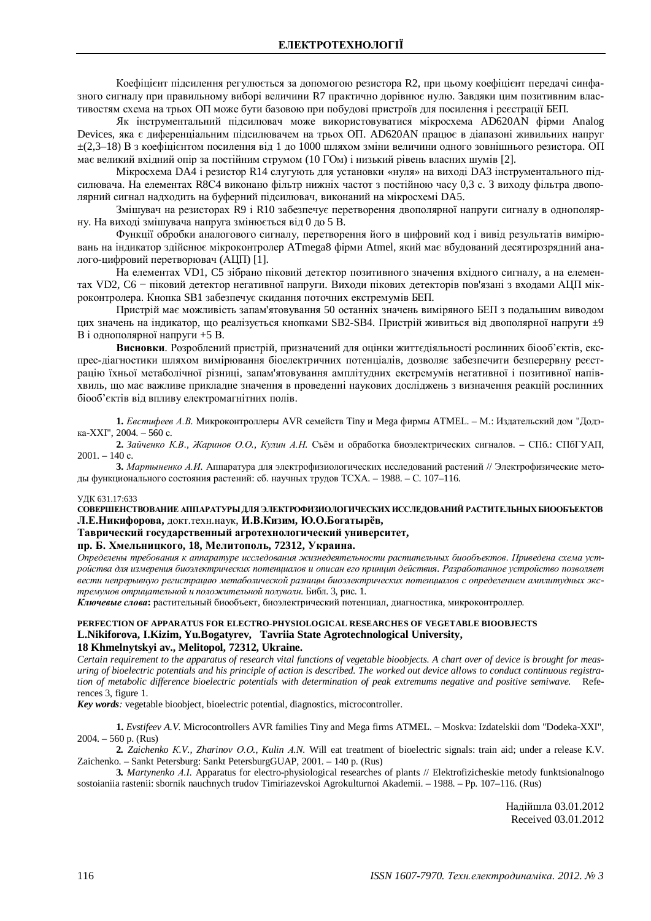Коефіцієнт підсилення регулюється за допомогою резистора R2, при цьому коефіцієнт передачі синфазного сигналу при правильному виборі величини R7 практично дорівнює нулю. Завдяки цим позитивним властивостям схема на трьох ОП може бути базовою при побудові пристроїв для посилення і реєстрації БЕП.

Як інструментальний підсилювач може використовуватися мікросхема AD620AN фірми Analog Devices, яка є диференціальним підсилювачем на трьох ОП. AD620AN працює в діапазоні живильних напруг ±(2,3–18) В з коефіцієнтом посилення від 1 до 1000 шляхом зміни величини одного зовнішнього резистора. ОП має великий вхідний опір за постійним струмом (10 ГОм) і низький рівень власних шумів [2].

Мікросхема DA4 і резистор R14 слугують для установки «нуля» на виході DA3 інструментального підсилювача. На елементах R8C4 виконано фільтр нижніх частот з постійною часу 0,3 с. З виходу фільтра двополярний сигнал надходить на буферний підсилювач, виконаний на мікросхемі DA5.

Змішувач на резисторах R9 і R10 забезпечує перетворення двополярної напруги сигналу в однополярну. На виході змішувача напруга змінюється від 0 до 5 В.

Функції обробки аналогового сигналу, перетворення його в цифровий код і вивід результатів вимірювань на індикатор здійснює мікроконтролер ATmega8 фірми Atmel, який має вбудований десятирозрядний аналого-цифровий перетворювач (АЦП) [1].

На елементах VD1, C5 зібрано піковий детектор позитивного значення вхідного сигналу, а на елементах VD2, C6 − піковий детектор негативної напруги. Виходи пікових детекторів пов'язані з входами АЦП мікроконтролера. Кнопка SB1 забезпечує скидання поточних екстремумів БЕП.

Пристрій має можливість запам'ятовування 50 останніх значень виміряного БЕП з подальшим виводом цих значень на індикатор, що реалізується кнопками SB2-SB4. Пристрій живиться від двополярної напруги ±9 В і однополярної напруги +5 В.

**Висновки**. Розроблений пристрій, призначений для оцінки життєдіяльності рослинних біооб'єктів, експрес-діагностики шляхом вимірювання біоелектричних потенціалів, дозволяє забезпечити безперервну реєстрацію їхньої метаболічної різниці, запам'ятовування амплітудних екстремумів негативної і позитивної напівхвиль, що має важливе прикладне значення в проведенні наукових досліджень з визначення реакцій рослинних біооб'єктів від впливу електромагнітних полів.

**1.** *Евстифеев А.В.* Микроконтроллеры AVR семейств Tiny и Mega фирмы ATMEL. – М.: Издательский дом "Додэка-XXI", 2004. – 560 с.

**2.** *Зайченко К.В., Жаринов О.О., Кулин А.Н.* Съём и обработка биоэлектрических сигналов. – СПб.: СПбГУАП, 2001. – 140 с.

**3.** *Мартыненко А.И.* Аппаратура для электрофизиологических исследований растений // Электрофизические методы функционального состояния растений: сб. научных трудов ТСХА. – 1988. – С. 107–116.

УДК 631.17:633

**СОВЕРШЕНСТВОВАНИЕ АППАРАТУРЫ ДЛЯ ЭЛЕКТРОФИЗИОЛОГИЧЕСКИХ ИССЛЕДОВАНИЙ РАСТИТЕЛЬНЫХ БИООБЪЕКТОВ**
**Л.Е.Никифорова,** докт.техн.наук, **И.В.Кизим, Ю.О.Богатырёв,**
**Таврический государственный агротехнологический университет,**
**пр. Б. Хмельницкого, 18, Мелитополь, 72312, Украина.**

*Определены требования к аппаратуре исследования жизнедеятельности растительных биообъектов. Приведена схема устройства для измерения биоэлектрических потенциалов и описан его принцип действия. Разработанное устройство позволяет вести непрерывную регистрацию метаболической разницы биоэлектрических потенциалов с определением амплитудных экстремумов отрицательной и положительной полуволн.* Библ. 3, рис. 1.

***Ключевые слова*:** растительный биообъект, биоэлектрический потенциал, диагностика, микроконтроллер.

**PERFECTION OF APPARATUS FOR ELECTRO-PHYSIOLOGICAL RESEARCHES OF VEGETABLE BIOOBJECTS**
**L.Nikiforova, I.Kizim, Yu.Bogatyrev, Tavriia State Agrotechnological University,**
**18 Khmelnytskyi av., Melitopol, 72312, Ukraine.**

*Certain requirement to the apparatus of research vital functions of vegetable bioobjects. A chart over of device is brought for measuring of bioelectric potentials and his principle of action is described. The worked out device allows to conduct continuous registration of metabolic difference bioelectric potentials with determination of peak extremums negative and positive semiwave.* References 3, figure 1.

***Key words**:* vegetable bioobject, bioelectric potential, diagnostics, microcontroller.

**1.** *Evstifeev A.V.* Microcontrollers AVR families Tiny and Mega firms ATMEL. – Moskva: Izdatelskii dom "Dodeka-XXI", 2004. – 560 p. (Rus)

**2.** *Zaichenko K.V., Zharinov O.O., Kulin A.N.* Will eat treatment of bioelectric signals: train aid; under a release K.V. Zaichenko. – Sankt Petersburg: Sankt PetersburgGUAP, 2001. – 140 p. (Rus)

**3.** *Martynenko A.I.* Apparatus for electro-physiological researches of plants // Elektrofizicheskie metody funktsionalnogo sostoianiia rastenii: sbornik nauchnych trudov Timiriazevskoi Agrokulturnoi Akademii. – 1988. – Pp. 107–116. (Rus)

Надійшла 03.01.2012
Received 03.01.2012